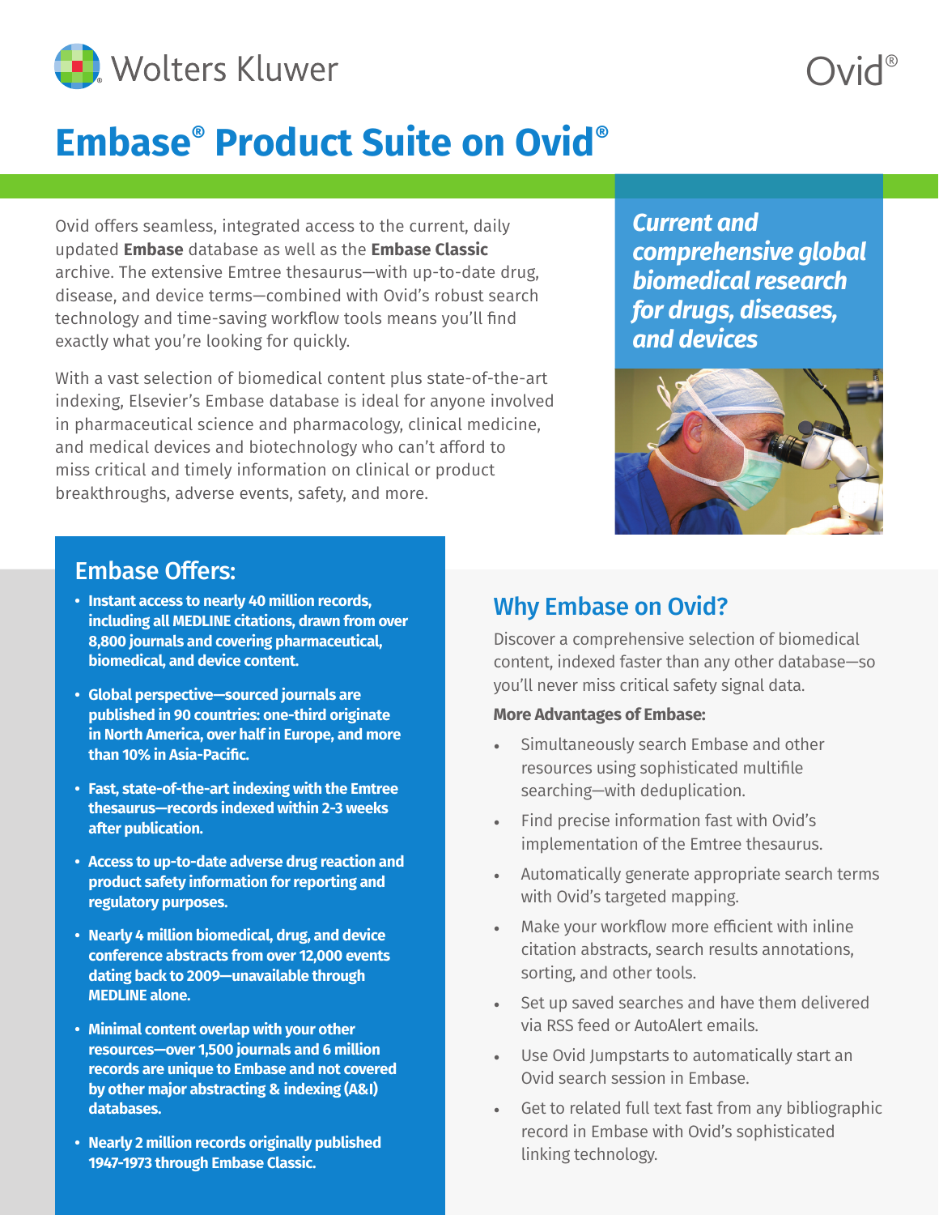Wolters Kluwer

Ovid®

# Embase® Product Suite on Ovid®

Ovid offers seamless, integrated access to the current, daily updated **Embase** database as well as the **Embase Classic** archive. The extensive Emtree thesaurus—with up-to-date drug, disease, and device terms—combined with Ovid's robust search technology and time-saving workflow tools means you'll find exactly what you're looking for quickly.

With a vast selection of biomedical content plus state-of-the-art indexing, Elsevier's Embase database is ideal for anyone involved in pharmaceutical science and pharmacology, clinical medicine, and medical devices and biotechnology who can't afford to miss critical and timely information on clinical or product breakthroughs, adverse events, safety, and more.

***Current and comprehensive global biomedical research for drugs, diseases, and devices***

## Embase Offers:

- **Instant access to nearly 40 million records, including all MEDLINE citations, drawn from over 8,800 journals and covering pharmaceutical, biomedical, and device content.**
- **Global perspective—sourced journals are published in 90 countries: one-third originate in North America, over half in Europe, and more than 10% in Asia-Pacific.**
- **Fast, state-of-the-art indexing with the Emtree thesaurus—records indexed within 2-3 weeks after publication.**
- **Access to up-to-date adverse drug reaction and product safety information for reporting and regulatory purposes.**
- **Nearly 4 million biomedical, drug, and device conference abstracts from over 12,000 events dating back to 2009—unavailable through MEDLINE alone.**
- **Minimal content overlap with your other resources—over 1,500 journals and 6 million records are unique to Embase and not covered by other major abstracting & indexing (A&I) databases.**
- **Nearly 2 million records originally published 1947-1973 through Embase Classic.**

## Why Embase on Ovid?

Discover a comprehensive selection of biomedical content, indexed faster than any other database—so you'll never miss critical safety signal data.

**More Advantages of Embase:**

- Simultaneously search Embase and other resources using sophisticated multifile searching—with deduplication.
- Find precise information fast with Ovid's implementation of the Emtree thesaurus.
- Automatically generate appropriate search terms with Ovid's targeted mapping.
- Make your workflow more efficient with inline citation abstracts, search results annotations, sorting, and other tools.
- Set up saved searches and have them delivered via RSS feed or AutoAlert emails.
- Use Ovid Jumpstarts to automatically start an Ovid search session in Embase.
- Get to related full text fast from any bibliographic record in Embase with Ovid's sophisticated linking technology.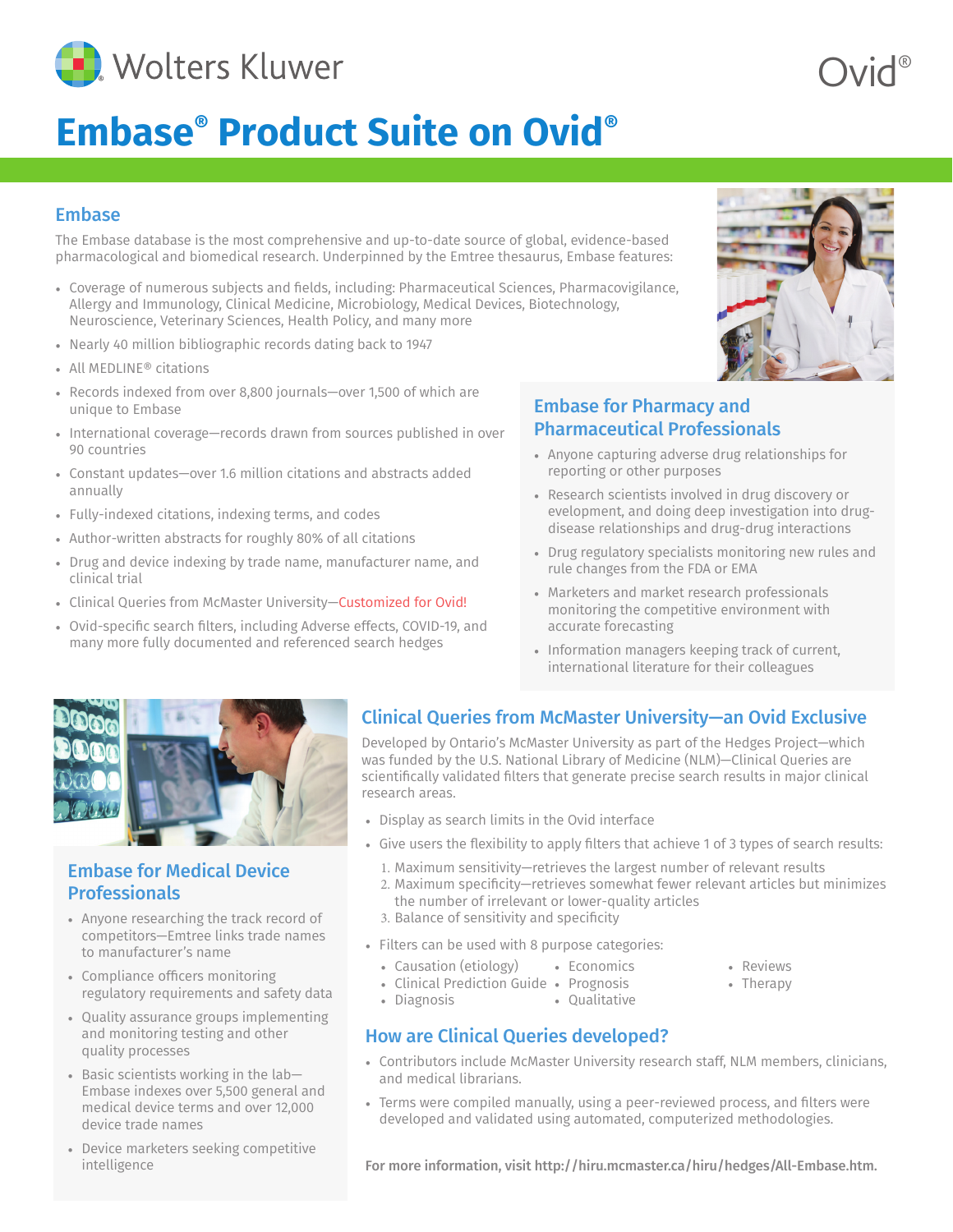# Embase® Product Suite on Ovid®

## Embase

The Embase database is the most comprehensive and up-to-date source of global, evidence-based pharmacological and biomedical research. Underpinned by the Emtree thesaurus, Embase features:

- Coverage of numerous subjects and fields, including: Pharmaceutical Sciences, Pharmacovigilance, Allergy and Immunology, Clinical Medicine, Microbiology, Medical Devices, Biotechnology, Neuroscience, Veterinary Sciences, Health Policy, and many more
- Nearly 40 million bibliographic records dating back to 1947
- All MEDLINE® citations
- Records indexed from over 8,800 journals—over 1,500 of which are unique to Embase
- International coverage—records drawn from sources published in over 90 countries
- Constant updates—over 1.6 million citations and abstracts added annually
- Fully-indexed citations, indexing terms, and codes
- Author-written abstracts for roughly 80% of all citations
- Drug and device indexing by trade name, manufacturer name, and clinical trial
- Clinical Queries from McMaster University—Customized for Ovid!
- Ovid-specific search filters, including Adverse effects, COVID-19, and many more fully documented and referenced search hedges

## Embase for Pharmacy and Pharmaceutical Professionals

- Anyone capturing adverse drug relationships for reporting or other purposes
- Research scientists involved in drug discovery or evelopment, and doing deep investigation into drug-disease relationships and drug-drug interactions
- Drug regulatory specialists monitoring new rules and rule changes from the FDA or EMA
- Marketers and market research professionals monitoring the competitive environment with accurate forecasting
- Information managers keeping track of current, international literature for their colleagues

## Embase for Medical Device Professionals

- Anyone researching the track record of competitors—Emtree links trade names to manufacturer's name
- Compliance officers monitoring regulatory requirements and safety data
- Quality assurance groups implementing and monitoring testing and other quality processes
- Basic scientists working in the lab—Embase indexes over 5,500 general and medical device terms and over 12,000 device trade names
- Device marketers seeking competitive intelligence

## Clinical Queries from McMaster University—an Ovid Exclusive

Developed by Ontario's McMaster University as part of the Hedges Project—which was funded by the U.S. National Library of Medicine (NLM)—Clinical Queries are scientifically validated filters that generate precise search results in major clinical research areas.

- Display as search limits in the Ovid interface
- Give users the flexibility to apply filters that achieve 1 of 3 types of search results:
  1. Maximum sensitivity—retrieves the largest number of relevant results
  2. Maximum specificity—retrieves somewhat fewer relevant articles but minimizes the number of irrelevant or lower-quality articles
  3. Balance of sensitivity and specificity
- Filters can be used with 8 purpose categories:
  - Causation (etiology)
  - Clinical Prediction Guide
  - Diagnosis
  - Economics
  - Prognosis
  - Qualitative
  - Reviews
  - Therapy

## How are Clinical Queries developed?

- Contributors include McMaster University research staff, NLM members, clinicians, and medical librarians.
- Terms were compiled manually, using a peer-reviewed process, and filters were developed and validated using automated, computerized methodologies.

**For more information, visit http://hiru.mcmaster.ca/hiru/hedges/All-Embase.htm.**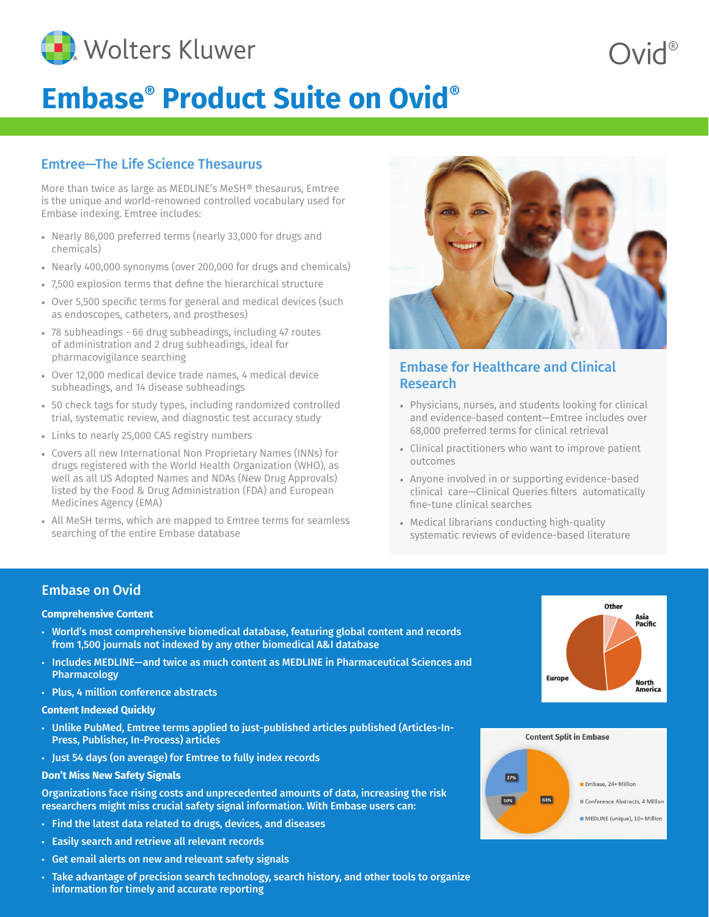# Embase® Product Suite on Ovid®

## Emtree—The Life Science Thesaurus

More than twice as large as MEDLINE's MeSH® thesaurus, Emtree is the unique and world-renowned controlled vocabulary used for Embase indexing. Emtree includes:

- Nearly 86,000 preferred terms (nearly 33,000 for drugs and chemicals)
- Nearly 400,000 synonyms (over 200,000 for drugs and chemicals)
- 7,500 explosion terms that define the hierarchical structure
- Over 5,500 specific terms for general and medical devices (such as endoscopes, catheters, and prostheses)
- 78 subheadings - 66 drug subheadings, including 47 routes of administration and 2 drug subheadings, ideal for pharmacovigilance searching
- Over 12,000 medical device trade names, 4 medical device subheadings, and 14 disease subheadings
- 50 check tags for study types, including randomized controlled trial, systematic review, and diagnostic test accuracy study
- Links to nearly 25,000 CAS registry numbers
- Covers all new International Non Proprietary Names (INNs) for drugs registered with the World Health Organization (WHO), as well as all US Adopted Names and NDAs (New Drug Approvals) listed by the Food & Drug Administration (FDA) and European Medicines Agency (EMA)
- All MeSH terms, which are mapped to Emtree terms for seamless searching of the entire Embase database

## Embase for Healthcare and Clinical Research

- Physicians, nurses, and students looking for clinical and evidence-based content—Emtree includes over 68,000 preferred terms for clinical retrieval
- Clinical practitioners who want to improve patient outcomes
- Anyone involved in or supporting evidence-based clinical care—Clinical Queries filters automatically fine-tune clinical searches
- Medical librarians conducting high-quality systematic reviews of evidence-based literature

## Embase on Ovid

### Comprehensive Content

- World's most comprehensive biomedical database, featuring global content and records from 1,500 journals not indexed by any other biomedical A&I database
- Includes MEDLINE—and twice as much content as MEDLINE in Pharmaceutical Sciences and Pharmacology
- Plus, 4 million conference abstracts

### Content Indexed Quickly

- Unlike PubMed, Emtree terms applied to just-published articles published (Articles-In-Press, Publisher, In-Process) articles
- Just 54 days (on average) for Emtree to fully index records

### Don't Miss New Safety Signals

Organizations face rising costs and unprecedented amounts of data, increasing the risk researchers might miss crucial safety signal information. With Embase users can:

- Find the latest data related to drugs, devices, and diseases
- Easily search and retrieve all relevant records
- Get email alerts on new and relevant safety signals
- Take advantage of precision search technology, search history, and other tools to organize information for timely and accurate reporting

Other, Asia Pacific, North America, Europe

**Content Split in Embase**

- Embase, 24+ Million — 63%
- Conference Abstracts, 4 Million — 10%
- MEDLINE (unique), 10+ Million — 27%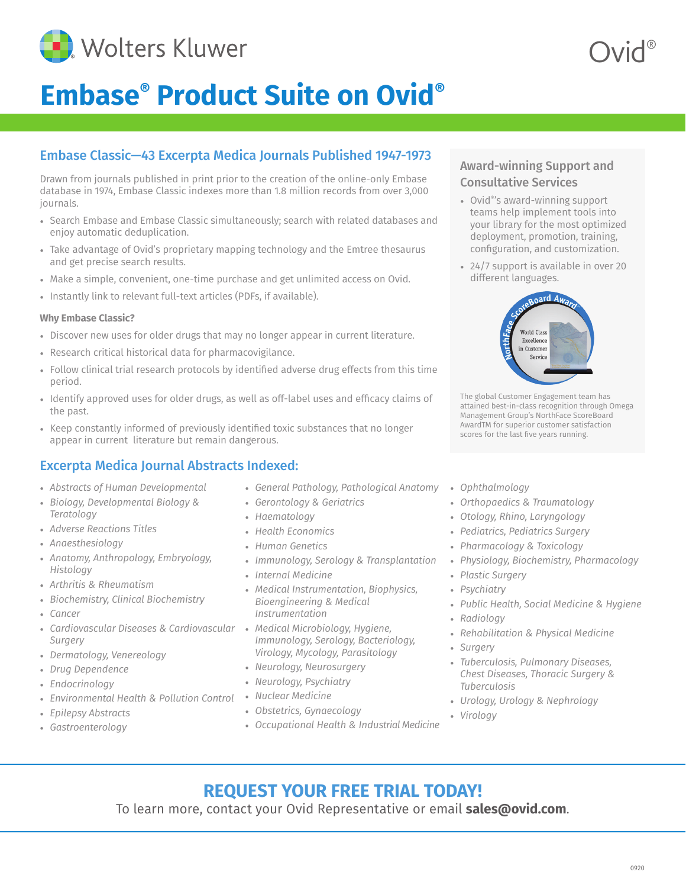Wolters Kluwer

Ovid®

# Embase® Product Suite on Ovid®

## Embase Classic—43 Excerpta Medica Journals Published 1947-1973

Drawn from journals published in print prior to the creation of the online-only Embase database in 1974, Embase Classic indexes more than 1.8 million records from over 3,000 journals.

- Search Embase and Embase Classic simultaneously; search with related databases and enjoy automatic deduplication.
- Take advantage of Ovid's proprietary mapping technology and the Emtree thesaurus and get precise search results.
- Make a simple, convenient, one-time purchase and get unlimited access on Ovid.
- Instantly link to relevant full-text articles (PDFs, if available).

**Why Embase Classic?**

- Discover new uses for older drugs that may no longer appear in current literature.
- Research critical historical data for pharmacovigilance.
- Follow clinical trial research protocols by identified adverse drug effects from this time period.
- Identify approved uses for older drugs, as well as off-label uses and efficacy claims of the past.
- Keep constantly informed of previously identified toxic substances that no longer appear in current literature but remain dangerous.

### Award-winning Support and Consultative Services

- Ovid®'s award-winning support teams help implement tools into your library for the most optimized deployment, promotion, training, configuration, and customization.
- 24/7 support is available in over 20 different languages.

NorthFace ScoreBoard Award
World Class Excellence in Customer Service

The global Customer Engagement team has attained best-in-class recognition through Omega Management Group's NorthFace ScoreBoard AwardTM for superior customer satisfaction scores for the last five years running.

## Excerpta Medica Journal Abstracts Indexed:

- *Abstracts of Human Developmental*
- *Biology, Developmental Biology & Teratology*
- *Adverse Reactions Titles*
- *Anaesthesiology*
- *Anatomy, Anthropology, Embryology, Histology*
- *Arthritis & Rheumatism*
- *Biochemistry, Clinical Biochemistry*
- *Cancer*
- *Cardiovascular Diseases & Cardiovascular Surgery*
- *Dermatology, Venereology*
- *Drug Dependence*
- *Endocrinology*
- *Environmental Health & Pollution Control*
- *Epilepsy Abstracts*
- *Gastroenterology*
- *General Pathology, Pathological Anatomy*
- *Gerontology & Geriatrics*
- *Haematology*
- *Health Economics*
- *Human Genetics*
- *Immunology, Serology & Transplantation*
- *Internal Medicine*
- *Medical Instrumentation, Biophysics, Bioengineering & Medical Instrumentation*
- *Medical Microbiology, Hygiene, Immunology, Serology, Bacteriology, Virology, Mycology, Parasitology*
- *Neurology, Neurosurgery*
- *Neurology, Psychiatry*
- *Nuclear Medicine*
- *Obstetrics, Gynaecology*
- *Occupational Health & Industrial Medicine*
- *Ophthalmology*
- *Orthopaedics & Traumatology*
- *Otology, Rhino, Laryngology*
- *Pediatrics, Pediatrics Surgery*
- *Pharmacology & Toxicology*
- *Physiology, Biochemistry, Pharmacology*
- *Plastic Surgery*
- *Psychiatry*
- *Public Health, Social Medicine & Hygiene*
- *Radiology*
- *Rehabilitation & Physical Medicine*
- *Surgery*
- *Tuberculosis, Pulmonary Diseases, Chest Diseases, Thoracic Surgery & Tuberculosis*
- *Urology, Urology & Nephrology*
- *Virology*

## REQUEST YOUR FREE TRIAL TODAY!

To learn more, contact your Ovid Representative or email **sales@ovid.com**.

0920